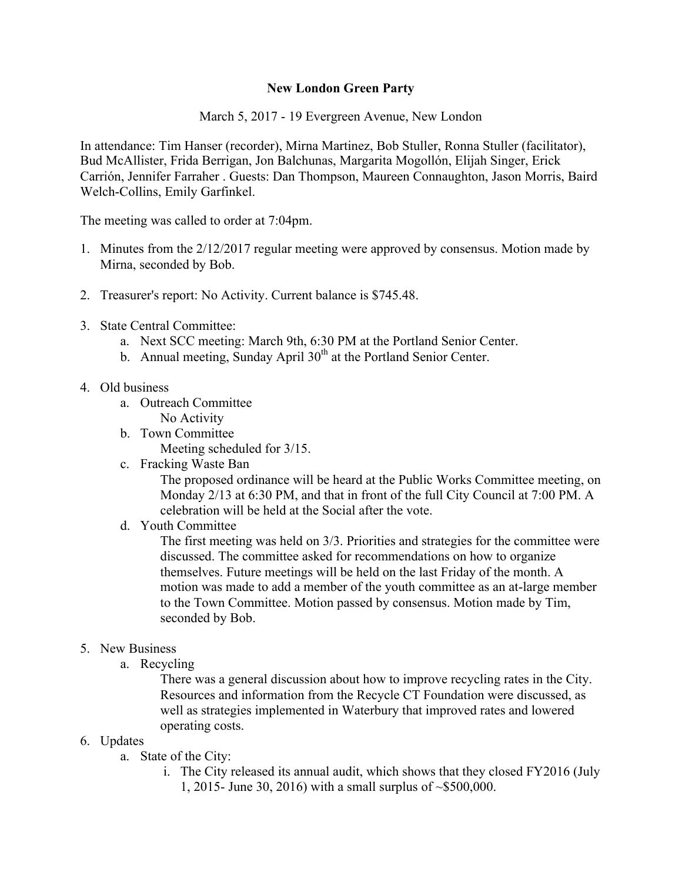**New London Green Party**

March 5, 2017 - 19 Evergreen Avenue, New London

In attendance: Tim Hanser (recorder), Mirna Martinez, Bob Stuller, Ronna Stuller (facilitator), Bud McAllister, Frida Berrigan, Jon Balchunas, Margarita Mogollón, Elijah Singer, Erick Carrión, Jennifer Farraher . Guests: Dan Thompson, Maureen Connaughton, Jason Morris, Baird Welch-Collins, Emily Garfinkel.

The meeting was called to order at 7:04pm.

1. Minutes from the 2/12/2017 regular meeting were approved by consensus. Motion made by Mirna, seconded by Bob.

2. Treasurer's report: No Activity. Current balance is $745.48.

3. State Central Committee:
   a. Next SCC meeting: March 9th, 6:30 PM at the Portland Senior Center.
   b. Annual meeting, Sunday April 30th at the Portland Senior Center.

4. Old business
   a. Outreach Committee
      No Activity
   b. Town Committee
      Meeting scheduled for 3/15.
   c. Fracking Waste Ban
      The proposed ordinance will be heard at the Public Works Committee meeting, on Monday 2/13 at 6:30 PM, and that in front of the full City Council at 7:00 PM. A celebration will be held at the Social after the vote.
   d. Youth Committee
      The first meeting was held on 3/3. Priorities and strategies for the committee were discussed. The committee asked for recommendations on how to organize themselves. Future meetings will be held on the last Friday of the month. A motion was made to add a member of the youth committee as an at-large member to the Town Committee. Motion passed by consensus. Motion made by Tim, seconded by Bob.

5. New Business
   a. Recycling
      There was a general discussion about how to improve recycling rates in the City. Resources and information from the Recycle CT Foundation were discussed, as well as strategies implemented in Waterbury that improved rates and lowered operating costs.

6. Updates
   a. State of the City:
      i. The City released its annual audit, which shows that they closed FY2016 (July 1, 2015- June 30, 2016) with a small surplus of ~$500,000.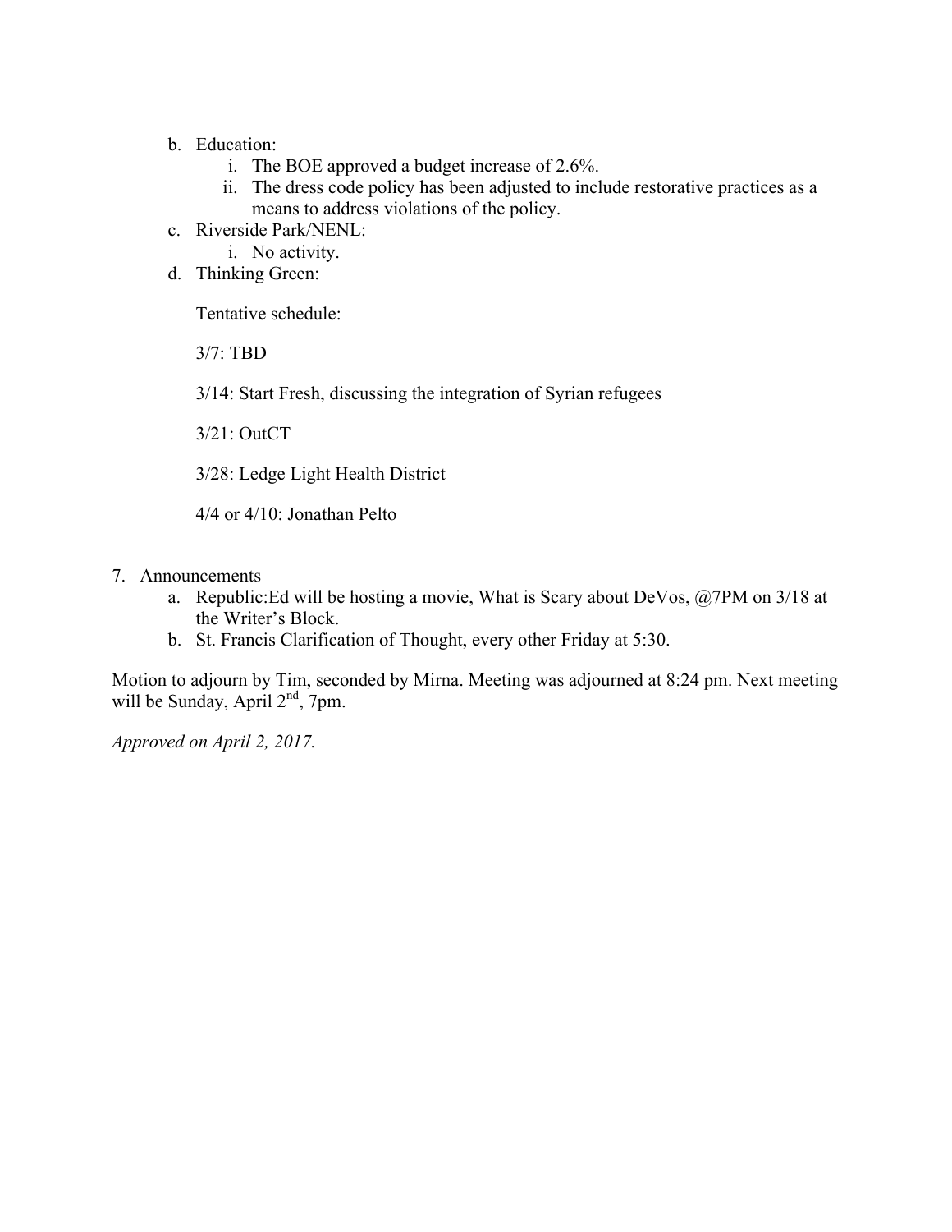b. Education:
    i. The BOE approved a budget increase of 2.6%.
    ii. The dress code policy has been adjusted to include restorative practices as a means to address violations of the policy.

c. Riverside Park/NENL:
    i. No activity.

d. Thinking Green:

    Tentative schedule:

    3/7: TBD

    3/14: Start Fresh, discussing the integration of Syrian refugees

    3/21: OutCT

    3/28: Ledge Light Health District

    4/4 or 4/10: Jonathan Pelto

7. Announcements
    a. Republic:Ed will be hosting a movie, What is Scary about DeVos, @7PM on 3/18 at the Writer's Block.
    b. St. Francis Clarification of Thought, every other Friday at 5:30.

Motion to adjourn by Tim, seconded by Mirna. Meeting was adjourned at 8:24 pm. Next meeting will be Sunday, April 2nd, 7pm.

*Approved on April 2, 2017.*